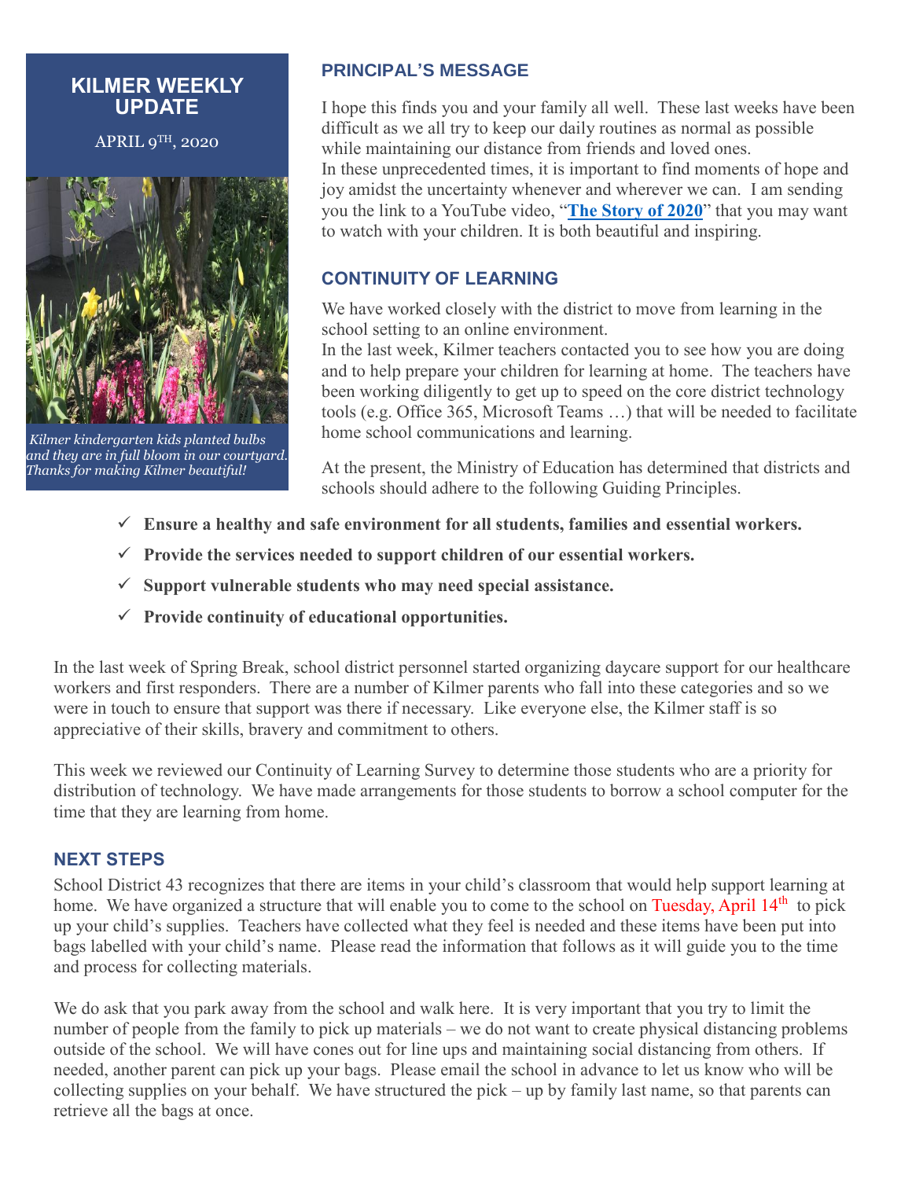# KILMER WEEKLY UPDATE

APRIL 9TH, 2020

*Kilmer kindergarten kids planted bulbs and they are in full bloom in our courtyard. Thanks for making Kilmer beautiful!*

## PRINCIPAL'S MESSAGE

I hope this finds you and your family all well. These last weeks have been difficult as we all try to keep our daily routines as normal as possible while maintaining our distance from friends and loved ones.

In these unprecedented times, it is important to find moments of hope and joy amidst the uncertainty whenever and wherever we can. I am sending you the link to a YouTube video, "**The Story of 2020**" that you may want to watch with your children. It is both beautiful and inspiring.

## CONTINUITY OF LEARNING

We have worked closely with the district to move from learning in the school setting to an online environment.

In the last week, Kilmer teachers contacted you to see how you are doing and to help prepare your children for learning at home. The teachers have been working diligently to get up to speed on the core district technology tools (e.g. Office 365, Microsoft Teams …) that will be needed to facilitate home school communications and learning.

At the present, the Ministry of Education has determined that districts and schools should adhere to the following Guiding Principles.

- ✓ **Ensure a healthy and safe environment for all students, families and essential workers.**
- ✓ **Provide the services needed to support children of our essential workers.**
- ✓ **Support vulnerable students who may need special assistance.**
- ✓ **Provide continuity of educational opportunities.**

In the last week of Spring Break, school district personnel started organizing daycare support for our healthcare workers and first responders. There are a number of Kilmer parents who fall into these categories and so we were in touch to ensure that support was there if necessary. Like everyone else, the Kilmer staff is so appreciative of their skills, bravery and commitment to others.

This week we reviewed our Continuity of Learning Survey to determine those students who are a priority for distribution of technology. We have made arrangements for those students to borrow a school computer for the time that they are learning from home.

## NEXT STEPS

School District 43 recognizes that there are items in your child's classroom that would help support learning at home. We have organized a structure that will enable you to come to the school on Tuesday, April 14th to pick up your child's supplies. Teachers have collected what they feel is needed and these items have been put into bags labelled with your child's name. Please read the information that follows as it will guide you to the time and process for collecting materials.

We do ask that you park away from the school and walk here. It is very important that you try to limit the number of people from the family to pick up materials – we do not want to create physical distancing problems outside of the school. We will have cones out for line ups and maintaining social distancing from others. If needed, another parent can pick up your bags. Please email the school in advance to let us know who will be collecting supplies on your behalf. We have structured the pick – up by family last name, so that parents can retrieve all the bags at once.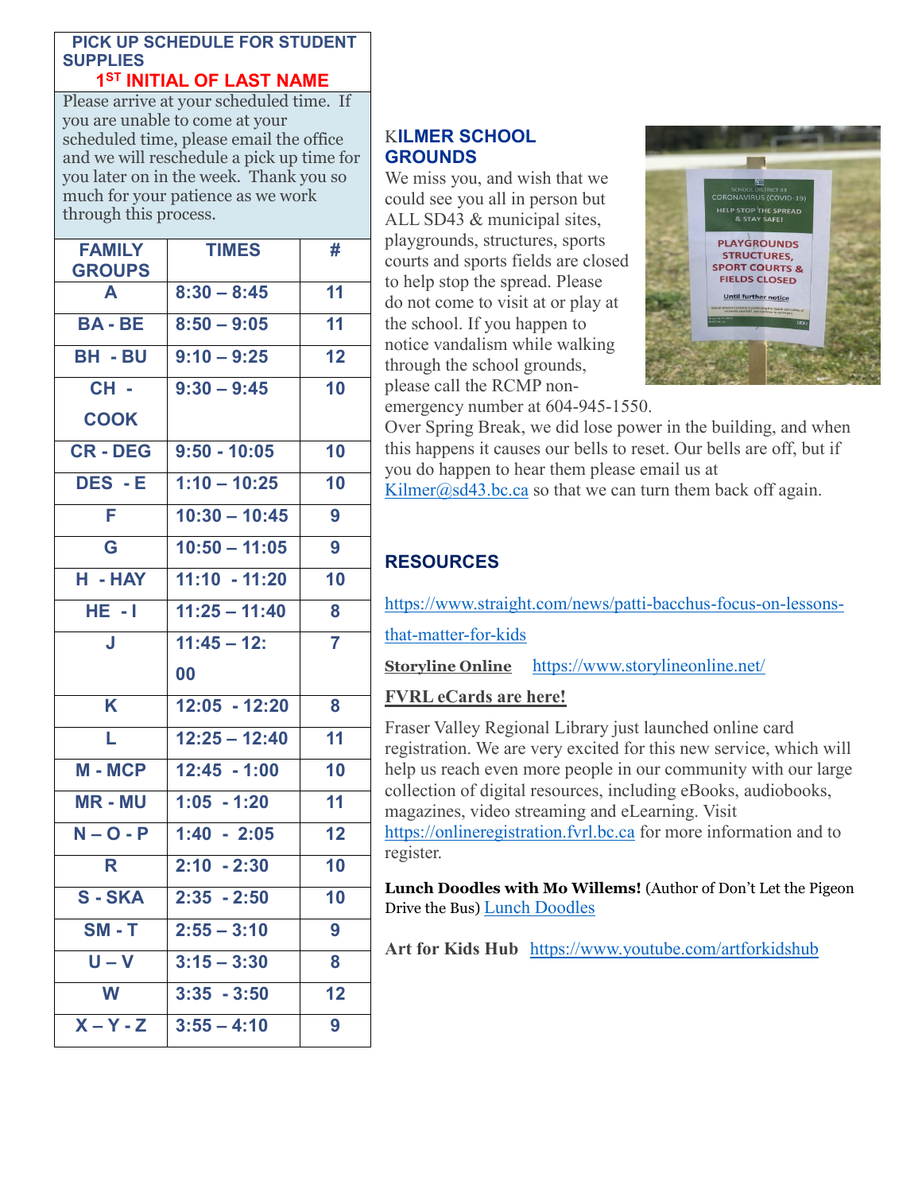## PICK UP SCHEDULE FOR STUDENT SUPPLIES

### 1ST INITIAL OF LAST NAME

Please arrive at your scheduled time. If you are unable to come at your scheduled time, please email the office and we will reschedule a pick up time for you later on in the week. Thank you so much for your patience as we work through this process.

| FAMILY GROUPS | TIMES | # |
|---|---|---|
| A | 8:30 – 8:45 | 11 |
| BA - BE | 8:50 – 9:05 | 11 |
| BH - BU | 9:10 – 9:25 | 12 |
| CH - COOK | 9:30 – 9:45 | 10 |
| CR - DEG | 9:50 - 10:05 | 10 |
| DES - E | 1:10 – 10:25 | 10 |
| F | 10:30 – 10:45 | 9 |
| G | 10:50 – 11:05 | 9 |
| H - HAY | 11:10 - 11:20 | 10 |
| HE - I | 11:25 – 11:40 | 8 |
| J | 11:45 – 12:00 | 7 |
| K | 12:05 - 12:20 | 8 |
| L | 12:25 – 12:40 | 11 |
| M - MCP | 12:45 - 1:00 | 10 |
| MR - MU | 1:05 - 1:20 | 11 |
| N – O - P | 1:40 - 2:05 | 12 |
| R | 2:10 - 2:30 | 10 |
| S - SKA | 2:35 - 2:50 | 10 |
| SM - T | 2:55 – 3:10 | 9 |
| U – V | 3:15 – 3:30 | 8 |
| W | 3:35 - 3:50 | 12 |
| X – Y - Z | 3:55 – 4:10 | 9 |

## KILMER SCHOOL GROUNDS

We miss you, and wish that we could see you all in person but ALL SD43 & municipal sites, playgrounds, structures, sports courts and sports fields are closed to help stop the spread. Please do not come to visit at or play at the school. If you happen to notice vandalism while walking through the school grounds, please call the RCMP non-emergency number at 604-945-1550.

Over Spring Break, we did lose power in the building, and when this happens it causes our bells to reset. Our bells are off, but if you do happen to hear them please email us at Kilmer@sd43.bc.ca so that we can turn them back off again.

## RESOURCES

https://www.straight.com/news/patti-bacchus-focus-on-lessons-that-matter-for-kids

**Storyline Online** https://www.storylineonline.net/

**FVRL eCards are here!**

Fraser Valley Regional Library just launched online card registration. We are very excited for this new service, which will help us reach even more people in our community with our large collection of digital resources, including eBooks, audiobooks, magazines, video streaming and eLearning. Visit https://onlineregistration.fvrl.bc.ca for more information and to register.

**Lunch Doodles with Mo Willems!** (Author of Don't Let the Pigeon Drive the Bus) Lunch Doodles

**Art for Kids Hub** https://www.youtube.com/artforkidshub